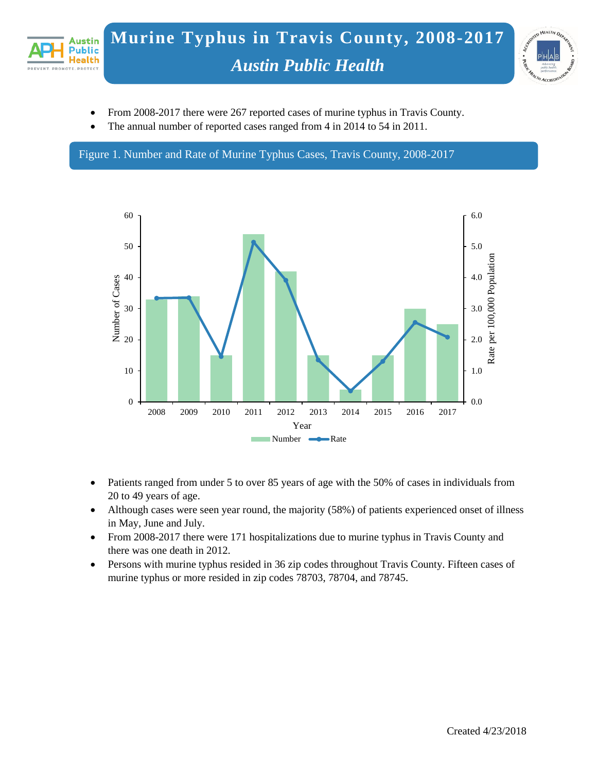# Murine Typhus in Travis County, 2008-2017

## *Austin Public Health*

- From 2008-2017 there were 267 reported cases of murine typhus in Travis County.
- The annual number of reported cases ranged from 4 in 2014 to 54 in 2011.

Figure 1. Number and Rate of Murine Typhus Cases, Travis County, 2008-2017

- Patients ranged from under 5 to over 85 years of age with the 50% of cases in individuals from 20 to 49 years of age.
- Although cases were seen year round, the majority (58%) of patients experienced onset of illness in May, June and July.
- From 2008-2017 there were 171 hospitalizations due to murine typhus in Travis County and there was one death in 2012.
- Persons with murine typhus resided in 36 zip codes throughout Travis County. Fifteen cases of murine typhus or more resided in zip codes 78703, 78704, and 78745.

Created 4/23/2018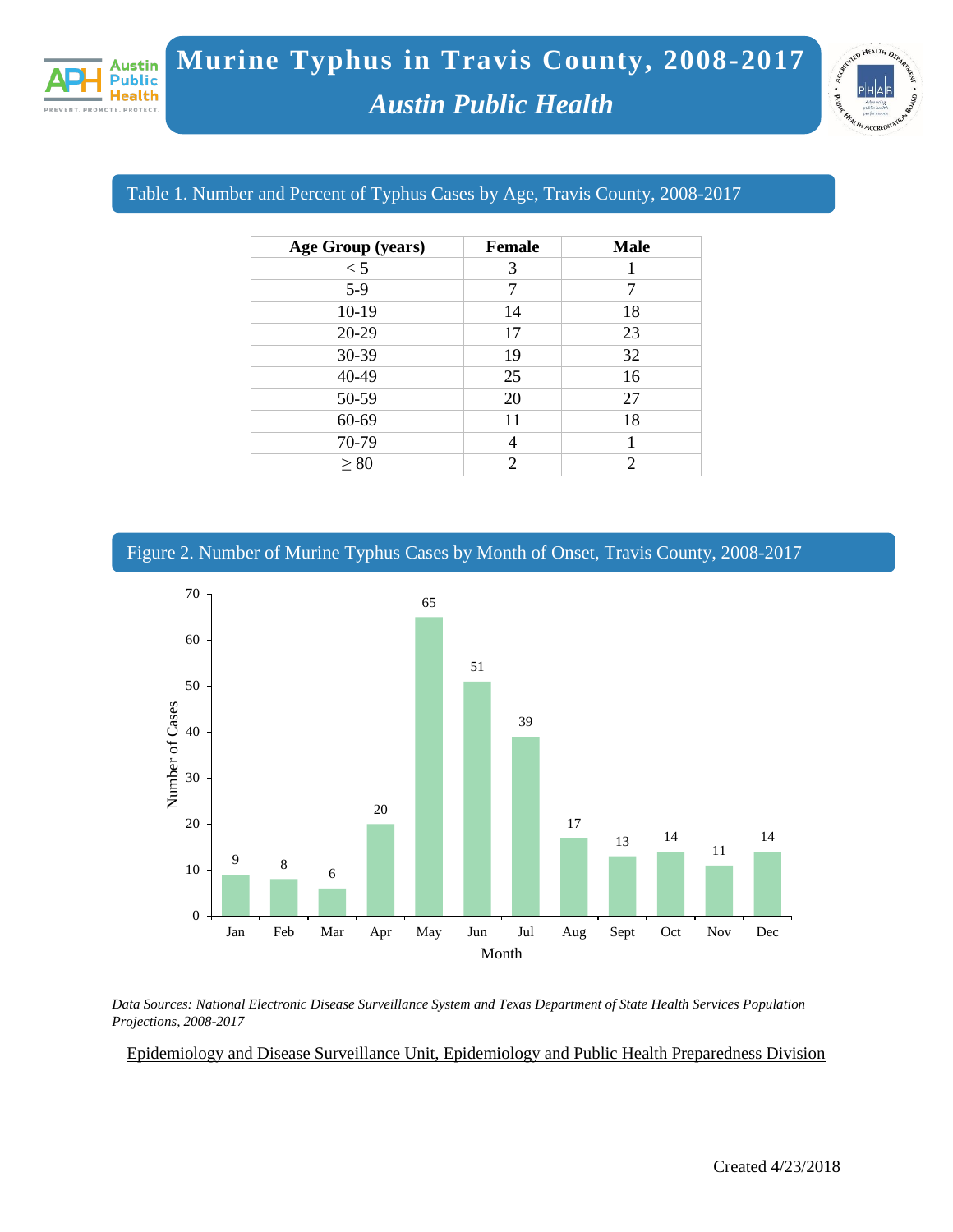# Murine Typhus in Travis County, 2008-2017

## *Austin Public Health*

Table 1. Number and Percent of Typhus Cases by Age, Travis County, 2008-2017

| Age Group (years) | Female | Male |
|---|---|---|
| < 5 | 3 | 1 |
| 5-9 | 7 | 7 |
| 10-19 | 14 | 18 |
| 20-29 | 17 | 23 |
| 30-39 | 19 | 32 |
| 40-49 | 25 | 16 |
| 50-59 | 20 | 27 |
| 60-69 | 11 | 18 |
| 70-79 | 4 | 1 |
| ≥ 80 | 2 | 2 |

Figure 2. Number of Murine Typhus Cases by Month of Onset, Travis County, 2008-2017

Number of Cases

70
60
50
40
30
20
10
0

Jan 9
Feb 8
Mar 6
Apr 20
May 65
Jun 51
Jul 39
Aug 17
Sept 13
Oct 14
Nov 11
Dec 14

Month

*Data Sources: National Electronic Disease Surveillance System and Texas Department of State Health Services Population Projections, 2008-2017*

Epidemiology and Disease Surveillance Unit, Epidemiology and Public Health Preparedness Division

Created 4/23/2018